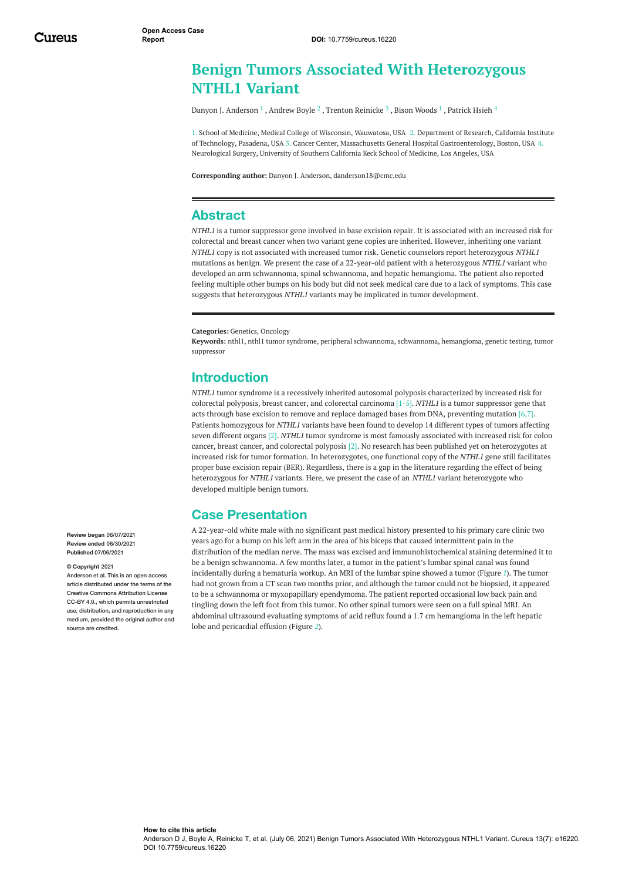# Benign Tumors Associated With Heterozygous NTHL1 Variant

Danyon J. Anderson [1], Andrew Boyle [2], Trenton Reinicke [3], Bison Woods [1], Patrick Hsieh [4]

1. School of Medicine, Medical College of Wisconsin, Wauwatosa, USA 2. Department of Research, California Institute of Technology, Pasadena, USA 3. Cancer Center, Massachusetts General Hospital Gastroenterology, Boston, USA 4. Neurological Surgery, University of Southern California Keck School of Medicine, Los Angeles, USA

**Corresponding author:** Danyon J. Anderson, danderson18@cmc.edu

Review began 06/07/2021
Review ended 06/30/2021
Published 07/06/2021

**© Copyright** 2021
Anderson et al. This is an open access article distributed under the terms of the Creative Commons Attribution License CC-BY 4.0., which permits unrestricted use, distribution, and reproduction in any medium, provided the original author and source are credited.

## Abstract

*NTHL1* is a tumor suppressor gene involved in base excision repair. It is associated with an increased risk for colorectal and breast cancer when two variant gene copies are inherited. However, inheriting one variant *NTHL1* copy is not associated with increased tumor risk. Genetic counselors report heterozygous *NTHL1* mutations as benign. We present the case of a 22-year-old patient with a heterozygous *NTHL1* variant who developed an arm schwannoma, spinal schwannoma, and hepatic hemangioma. The patient also reported feeling multiple other bumps on his body but did not seek medical care due to a lack of symptoms. This case suggests that heterozygous *NTHL1* variants may be implicated in tumor development.

**Categories:** Genetics, Oncology
**Keywords:** nthl1, nthl1 tumor syndrome, peripheral schwannoma, schwannoma, hemangioma, genetic testing, tumor suppressor

## Introduction

*NTHL1* tumor syndrome is a recessively inherited autosomal polyposis characterized by increased risk for colorectal polyposis, breast cancer, and colorectal carcinoma [1-5]. *NTHL1* is a tumor suppressor gene that acts through base excision to remove and replace damaged bases from DNA, preventing mutation [6,7]. Patients homozygous for *NTHL1* variants have been found to develop 14 different types of tumors affecting seven different organs [2]. *NTHL1* tumor syndrome is most famously associated with increased risk for colon cancer, breast cancer, and colorectal polyposis [2]. No research has been published yet on heterozygotes at increased risk for tumor formation. In heterozygotes, one functional copy of the *NTHL1* gene still facilitates proper base excision repair (BER). Regardless, there is a gap in the literature regarding the effect of being heterozygous for *NTHL1* variants. Here, we present the case of an *NTHL1* variant heterozygote who developed multiple benign tumors.

## Case Presentation

A 22-year-old white male with no significant past medical history presented to his primary care clinic two years ago for a bump on his left arm in the area of his biceps that caused intermittent pain in the distribution of the median nerve. The mass was excised and immunohistochemical staining determined it to be a benign schwannoma. A few months later, a tumor in the patient's lumbar spinal canal was found incidentally during a hematuria workup. An MRI of the lumbar spine showed a tumor (Figure *1*). The tumor had not grown from a CT scan two months prior, and although the tumor could not be biopsied, it appeared to be a schwannoma or myxopapillary ependymoma. The patient reported occasional low back pain and tingling down the left foot from this tumor. No other spinal tumors were seen on a full spinal MRI. An abdominal ultrasound evaluating symptoms of acid reflux found a 1.7 cm hemangioma in the left hepatic lobe and pericardial effusion (Figure *2*).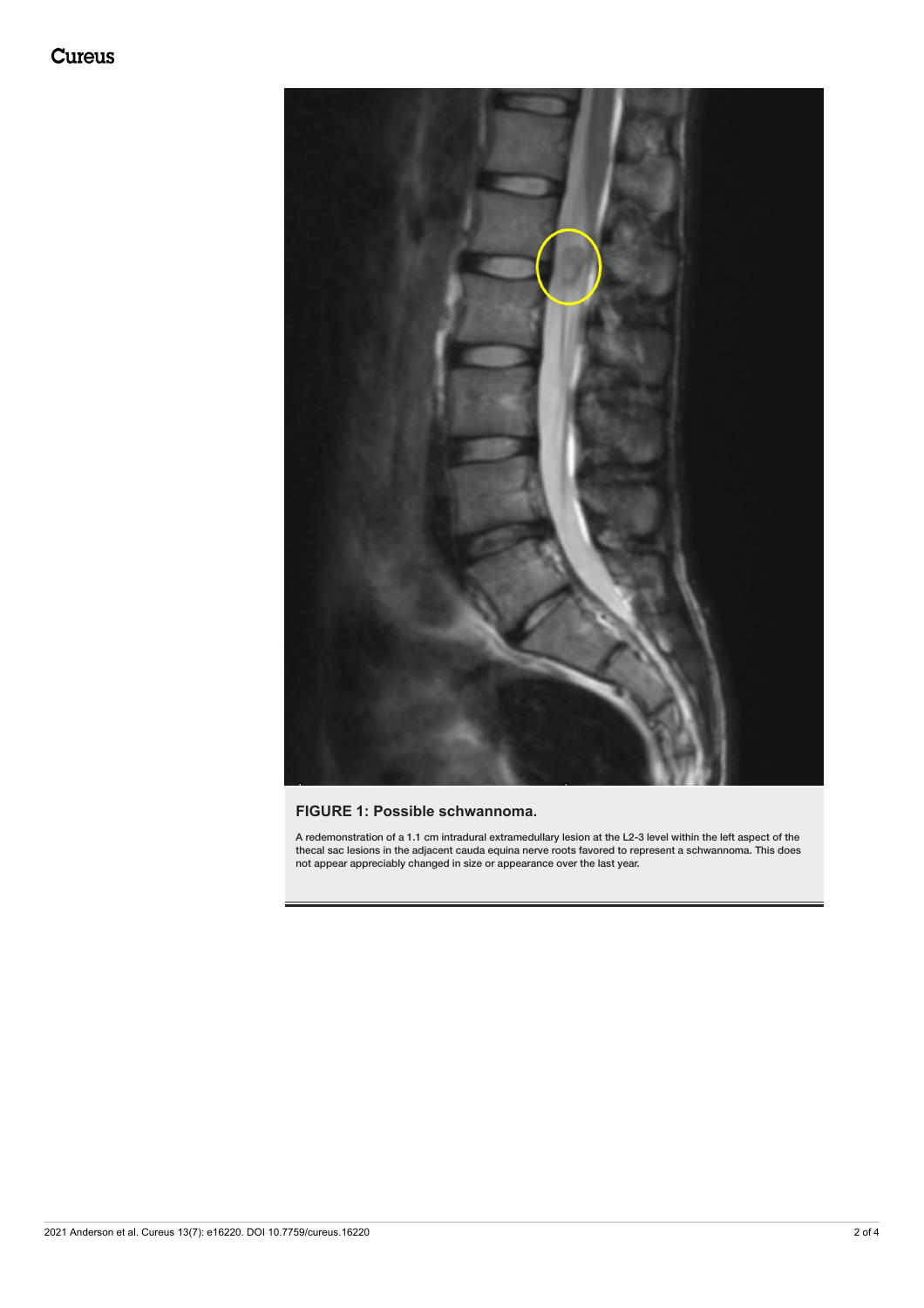**FIGURE 1: Possible schwannoma.**

A redemonstration of a 1.1 cm intradural extramedullary lesion at the L2-3 level within the left aspect of the thecal sac lesions in the adjacent cauda equina nerve roots favored to represent a schwannoma. This does not appear appreciably changed in size or appearance over the last year.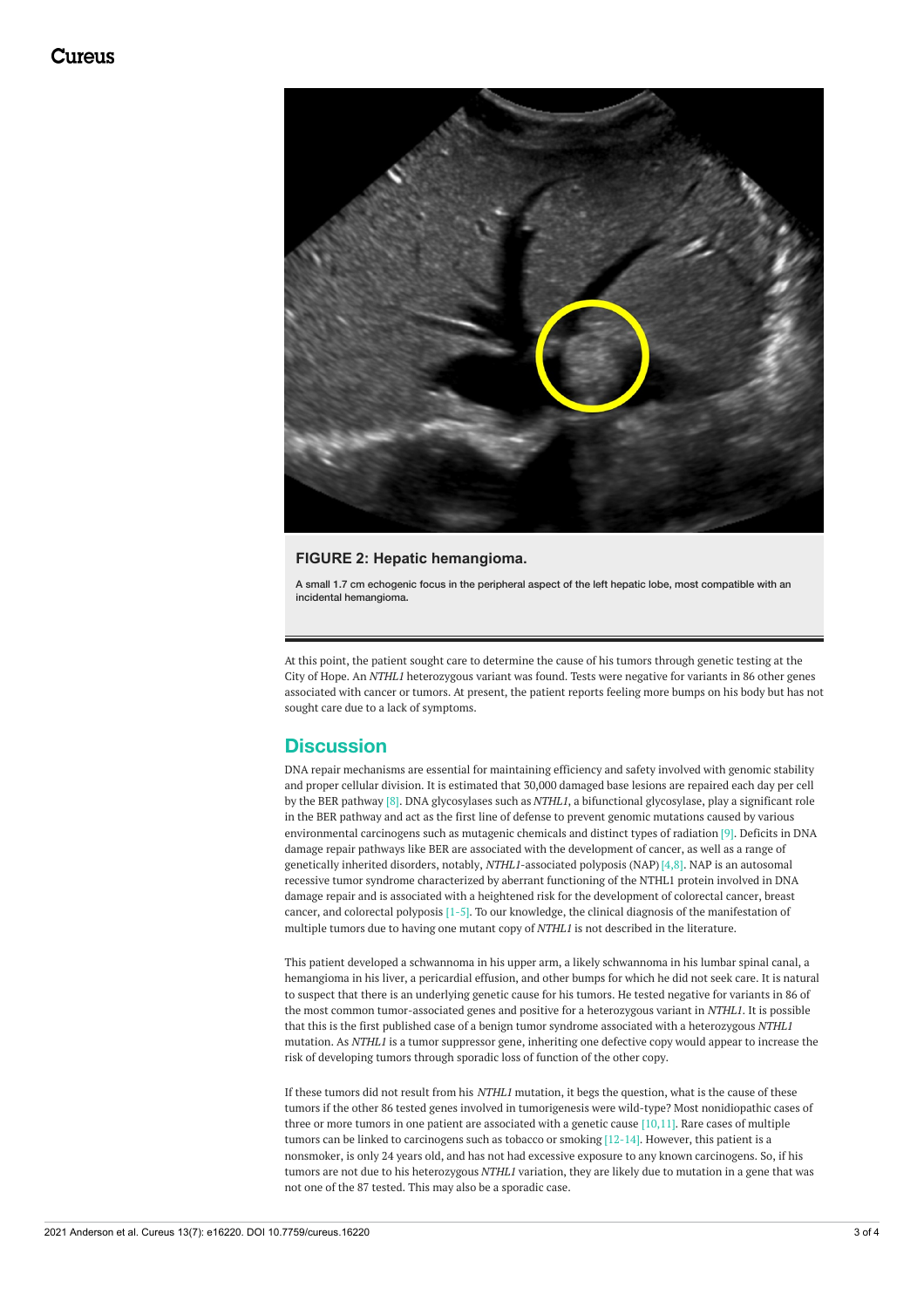**FIGURE 2: Hepatic hemangioma.**

A small 1.7 cm echogenic focus in the peripheral aspect of the left hepatic lobe, most compatible with an incidental hemangioma.

At this point, the patient sought care to determine the cause of his tumors through genetic testing at the City of Hope. An *NTHL1* heterozygous variant was found. Tests were negative for variants in 86 other genes associated with cancer or tumors. At present, the patient reports feeling more bumps on his body but has not sought care due to a lack of symptoms.

## Discussion

DNA repair mechanisms are essential for maintaining efficiency and safety involved with genomic stability and proper cellular division. It is estimated that 30,000 damaged base lesions are repaired each day per cell by the BER pathway [8]. DNA glycosylases such as *NTHL1*, a bifunctional glycosylase, play a significant role in the BER pathway and act as the first line of defense to prevent genomic mutations caused by various environmental carcinogens such as mutagenic chemicals and distinct types of radiation [9]. Deficits in DNA damage repair pathways like BER are associated with the development of cancer, as well as a range of genetically inherited disorders, notably, *NTHL1*-associated polyposis (NAP) [4,8]. NAP is an autosomal recessive tumor syndrome characterized by aberrant functioning of the NTHL1 protein involved in DNA damage repair and is associated with a heightened risk for the development of colorectal cancer, breast cancer, and colorectal polyposis [1-5]. To our knowledge, the clinical diagnosis of the manifestation of multiple tumors due to having one mutant copy of *NTHL1* is not described in the literature.

This patient developed a schwannoma in his upper arm, a likely schwannoma in his lumbar spinal canal, a hemangioma in his liver, a pericardial effusion, and other bumps for which he did not seek care. It is natural to suspect that there is an underlying genetic cause for his tumors. He tested negative for variants in 86 of the most common tumor-associated genes and positive for a heterozygous variant in *NTHL1*. It is possible that this is the first published case of a benign tumor syndrome associated with a heterozygous *NTHL1* mutation. As *NTHL1* is a tumor suppressor gene, inheriting one defective copy would appear to increase the risk of developing tumors through sporadic loss of function of the other copy.

If these tumors did not result from his *NTHL1* mutation, it begs the question, what is the cause of these tumors if the other 86 tested genes involved in tumorigenesis were wild-type? Most nonidiopathic cases of three or more tumors in one patient are associated with a genetic cause [10,11]. Rare cases of multiple tumors can be linked to carcinogens such as tobacco or smoking [12-14]. However, this patient is a nonsmoker, is only 24 years old, and has not had excessive exposure to any known carcinogens. So, if his tumors are not due to his heterozygous *NTHL1* variation, they are likely due to mutation in a gene that was not one of the 87 tested. This may also be a sporadic case.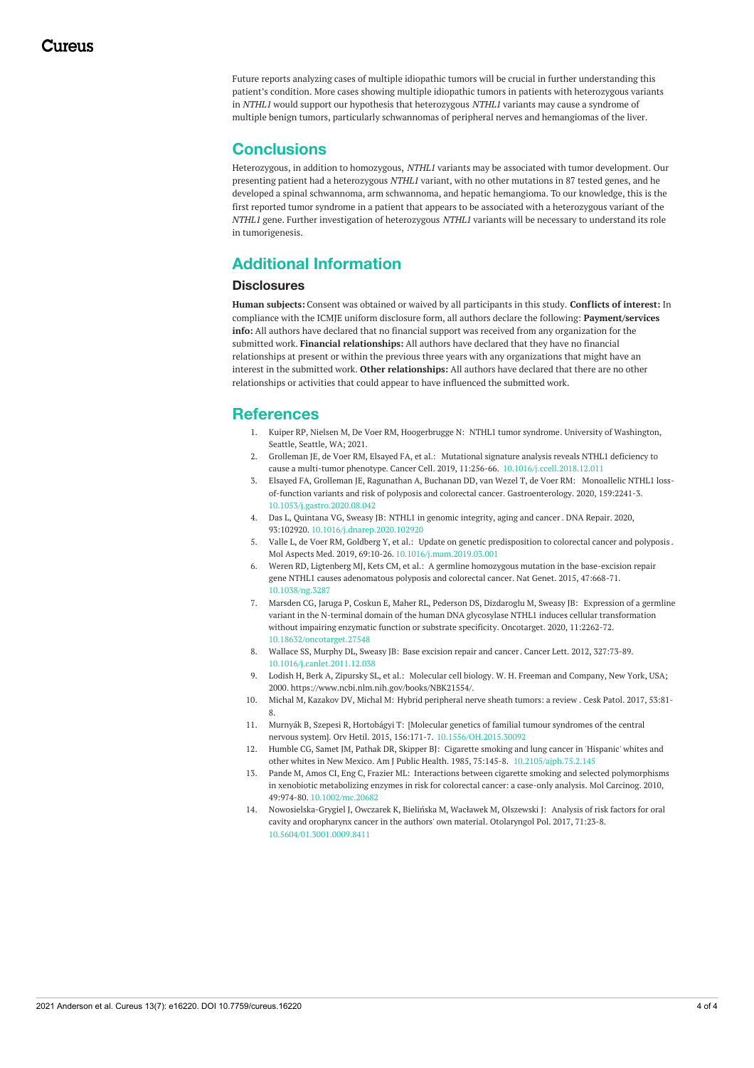Future reports analyzing cases of multiple idiopathic tumors will be crucial in further understanding this patient's condition. More cases showing multiple idiopathic tumors in patients with heterozygous variants in *NTHL1* would support our hypothesis that heterozygous *NTHL1* variants may cause a syndrome of multiple benign tumors, particularly schwannomas of peripheral nerves and hemangiomas of the liver.

## Conclusions

Heterozygous, in addition to homozygous, *NTHL1* variants may be associated with tumor development. Our presenting patient had a heterozygous *NTHL1* variant, with no other mutations in 87 tested genes, and he developed a spinal schwannoma, arm schwannoma, and hepatic hemangioma. To our knowledge, this is the first reported tumor syndrome in a patient that appears to be associated with a heterozygous variant of the *NTHL1* gene. Further investigation of heterozygous *NTHL1* variants will be necessary to understand its role in tumorigenesis.

## Additional Information

### Disclosures

**Human subjects:** Consent was obtained or waived by all participants in this study. **Conflicts of interest:** In compliance with the ICMJE uniform disclosure form, all authors declare the following: **Payment/services info:** All authors have declared that no financial support was received from any organization for the submitted work. **Financial relationships:** All authors have declared that they have no financial relationships at present or within the previous three years with any organizations that might have an interest in the submitted work. **Other relationships:** All authors have declared that there are no other relationships or activities that could appear to have influenced the submitted work.

## References

1. Kuiper RP, Nielsen M, De Voer RM, Hoogerbrugge N: NTHL1 tumor syndrome. University of Washington, Seattle, Seattle, WA; 2021.
2. Grolleman JE, de Voer RM, Elsayed FA, et al.: Mutational signature analysis reveals NTHL1 deficiency to cause a multi-tumor phenotype. Cancer Cell. 2019, 11:256-66. 10.1016/j.ccell.2018.12.011
3. Elsayed FA, Grolleman JE, Ragunathan A, Buchanan DD, van Wezel T, de Voer RM: Monoallelic NTHL1 loss-of-function variants and risk of polyposis and colorectal cancer. Gastroenterology. 2020, 159:2241-3. 10.1053/j.gastro.2020.08.042
4. Das L, Quintana VG, Sweasy JB: NTHL1 in genomic integrity, aging and cancer . DNA Repair. 2020, 93:102920. 10.1016/j.dnarep.2020.102920
5. Valle L, de Voer RM, Goldberg Y, et al.: Update on genetic predisposition to colorectal cancer and polyposis . Mol Aspects Med. 2019, 69:10-26. 10.1016/j.mam.2019.03.001
6. Weren RD, Ligtenberg MJ, Kets CM, et al.: A germline homozygous mutation in the base-excision repair gene NTHL1 causes adenomatous polyposis and colorectal cancer. Nat Genet. 2015, 47:668-71. 10.1038/ng.3287
7. Marsden CG, Jaruga P, Coskun E, Maher RL, Pederson DS, Dizdaroglu M, Sweasy JB: Expression of a germline variant in the N-terminal domain of the human DNA glycosylase NTHL1 induces cellular transformation without impairing enzymatic function or substrate specificity. Oncotarget. 2020, 11:2262-72. 10.18632/oncotarget.27548
8. Wallace SS, Murphy DL, Sweasy JB: Base excision repair and cancer . Cancer Lett. 2012, 327:73-89. 10.1016/j.canlet.2011.12.038
9. Lodish H, Berk A, Zipursky SL, et al.: Molecular cell biology. W. H. Freeman and Company, New York, USA; 2000. https://www.ncbi.nlm.nih.gov/books/NBK21554/.
10. Michal M, Kazakov DV, Michal M: Hybrid peripheral nerve sheath tumors: a review . Cesk Patol. 2017, 53:81-8.
11. Murnyák B, Szepesi R, Hortobágyi T: [Molecular genetics of familial tumour syndromes of the central nervous system]. Orv Hetil. 2015, 156:171-7. 10.1556/OH.2015.30092
12. Humble CG, Samet JM, Pathak DR, Skipper BJ: Cigarette smoking and lung cancer in 'Hispanic' whites and other whites in New Mexico. Am J Public Health. 1985, 75:145-8. 10.2105/ajph.75.2.145
13. Pande M, Amos CI, Eng C, Frazier ML: Interactions between cigarette smoking and selected polymorphisms in xenobiotic metabolizing enzymes in risk for colorectal cancer: a case-only analysis. Mol Carcinog. 2010, 49:974-80. 10.1002/mc.20682
14. Nowosielska-Grygiel J, Owczarek K, Bielińska M, Wacławek M, Olszewski J: Analysis of risk factors for oral cavity and oropharynx cancer in the authors' own material. Otolaryngol Pol. 2017, 71:23-8. 10.5604/01.3001.0009.8411